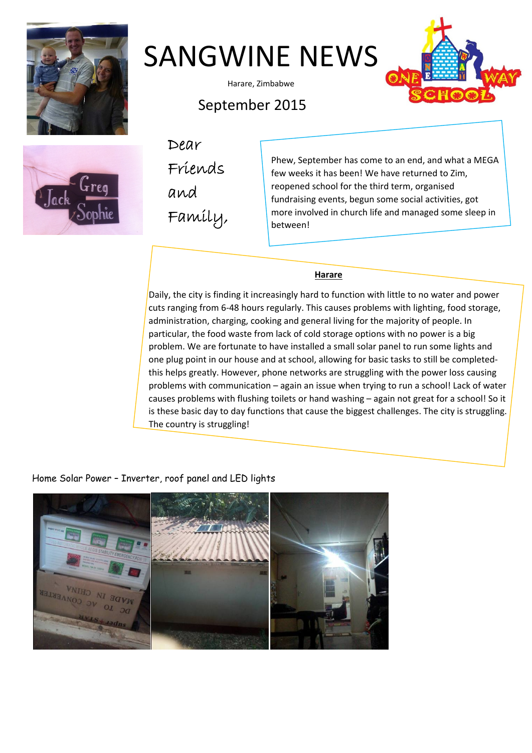# SANGWINE NEWS

Harare, Zimbabwe

September 2015

Dear Friends and Family,

Phew, September has come to an end, and what a MEGA few weeks it has been! We have returned to Zim, reopened school for the third term, organised fundraising events, begun some social activities, got more involved in church life and managed some sleep in between!

**Harare**

Daily, the city is finding it increasingly hard to function with little to no water and power cuts ranging from 6-48 hours regularly. This causes problems with lighting, food storage, administration, charging, cooking and general living for the majority of people. In particular, the food waste from lack of cold storage options with no power is a big problem. We are fortunate to have installed a small solar panel to run some lights and one plug point in our house and at school, allowing for basic tasks to still be completed- this helps greatly. However, phone networks are struggling with the power loss causing problems with communication – again an issue when trying to run a school! Lack of water causes problems with flushing toilets or hand washing – again not great for a school! So it is these basic day to day functions that cause the biggest challenges. The city is struggling. The country is struggling!

Home Solar Power – Inverter, roof panel and LED lights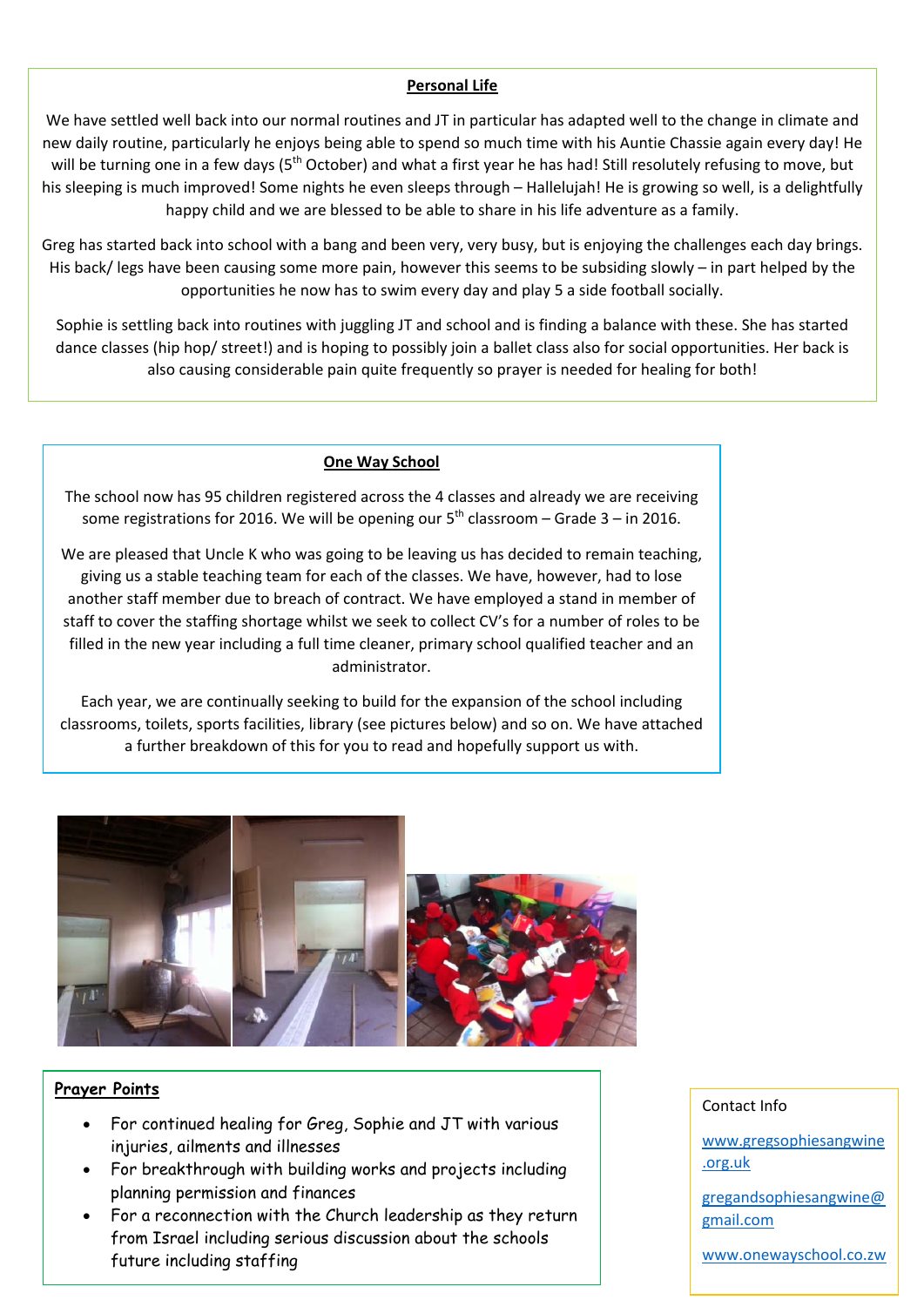## Personal Life

We have settled well back into our normal routines and JT in particular has adapted well to the change in climate and new daily routine, particularly he enjoys being able to spend so much time with his Auntie Chassie again every day! He will be turning one in a few days (5th October) and what a first year he has had! Still resolutely refusing to move, but his sleeping is much improved! Some nights he even sleeps through – Hallelujah! He is growing so well, is a delightfully happy child and we are blessed to be able to share in his life adventure as a family.

Greg has started back into school with a bang and been very, very busy, but is enjoying the challenges each day brings. His back/ legs have been causing some more pain, however this seems to be subsiding slowly – in part helped by the opportunities he now has to swim every day and play 5 a side football socially.

Sophie is settling back into routines with juggling JT and school and is finding a balance with these. She has started dance classes (hip hop/ street!) and is hoping to possibly join a ballet class also for social opportunities. Her back is also causing considerable pain quite frequently so prayer is needed for healing for both!

## One Way School

The school now has 95 children registered across the 4 classes and already we are receiving some registrations for 2016. We will be opening our 5th classroom – Grade 3 – in 2016.

We are pleased that Uncle K who was going to be leaving us has decided to remain teaching, giving us a stable teaching team for each of the classes. We have, however, had to lose another staff member due to breach of contract. We have employed a stand in member of staff to cover the staffing shortage whilst we seek to collect CV's for a number of roles to be filled in the new year including a full time cleaner, primary school qualified teacher and an administrator.

Each year, we are continually seeking to build for the expansion of the school including classrooms, toilets, sports facilities, library (see pictures below) and so on. We have attached a further breakdown of this for you to read and hopefully support us with.

## Prayer Points

- For continued healing for Greg, Sophie and JT with various injuries, ailments and illnesses
- For breakthrough with building works and projects including planning permission and finances
- For a reconnection with the Church leadership as they return from Israel including serious discussion about the schools future including staffing

Contact Info

www.gregsophiesangwine.org.uk

gregandsophiesangwine@gmail.com

www.onewayschool.co.zw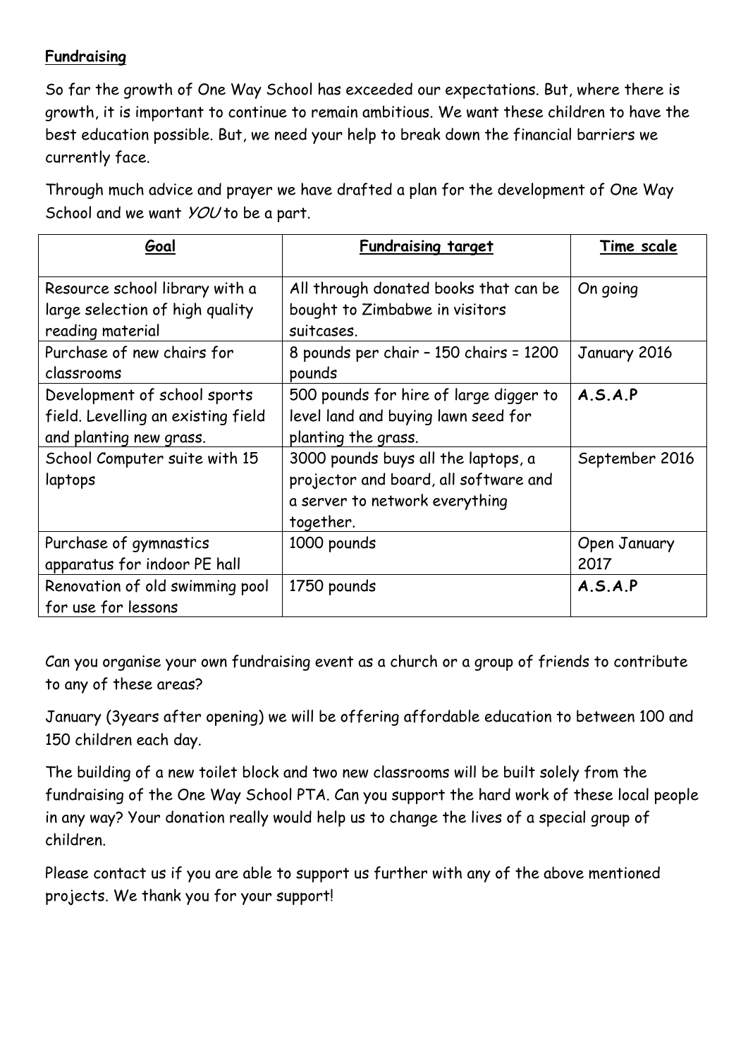**Fundraising**

So far the growth of One Way School has exceeded our expectations. But, where there is growth, it is important to continue to remain ambitious. We want these children to have the best education possible. But, we need your help to break down the financial barriers we currently face.

Through much advice and prayer we have drafted a plan for the development of One Way School and we want *YOU* to be a part.

| Goal | Fundraising target | Time scale |
|---|---|---|
| Resource school library with a large selection of high quality reading material | All through donated books that can be bought to Zimbabwe in visitors suitcases. | On going |
| Purchase of new chairs for classrooms | 8 pounds per chair – 150 chairs = 1200 pounds | January 2016 |
| Development of school sports field. Levelling an existing field and planting new grass. | 500 pounds for hire of large digger to level land and buying lawn seed for planting the grass. | **A.S.A.P** |
| School Computer suite with 15 laptops | 3000 pounds buys all the laptops, a projector and board, all software and a server to network everything together. | September 2016 |
| Purchase of gymnastics apparatus for indoor PE hall | 1000 pounds | Open January 2017 |
| Renovation of old swimming pool for use for lessons | 1750 pounds | **A.S.A.P** |

Can you organise your own fundraising event as a church or a group of friends to contribute to any of these areas?

January (3years after opening) we will be offering affordable education to between 100 and 150 children each day.

The building of a new toilet block and two new classrooms will be built solely from the fundraising of the One Way School PTA. Can you support the hard work of these local people in any way? Your donation really would help us to change the lives of a special group of children.

Please contact us if you are able to support us further with any of the above mentioned projects. We thank you for your support!